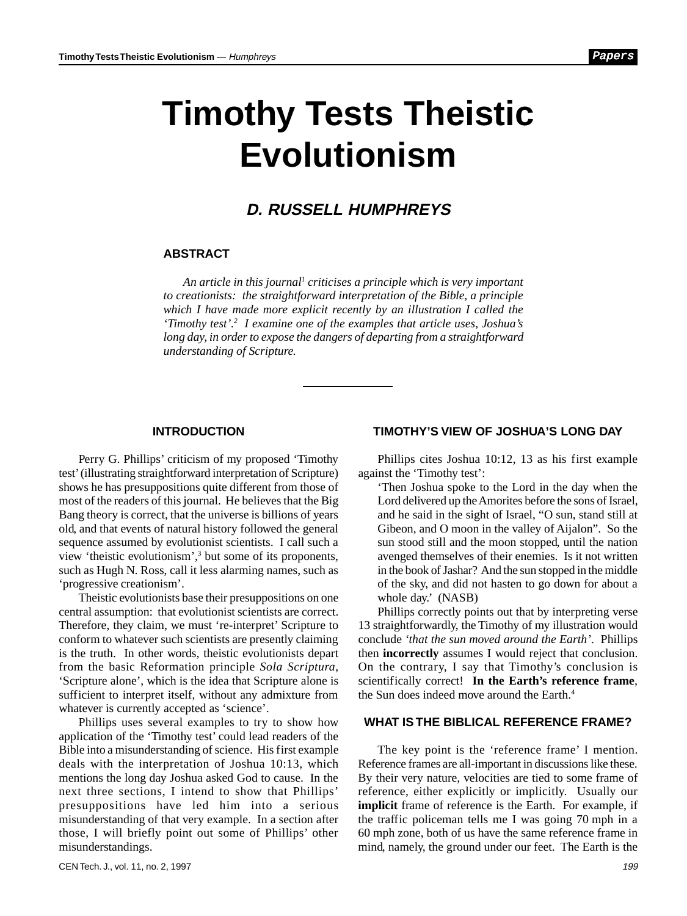# Timothy Tests Theistic Evolutionism

### D. RUSSELL HUMPHREYS

## ABSTRACT

*An article in this journal[1] criticises a principle which is very important to creationists: the straightforward interpretation of the Bible, a principle which I have made more explicit recently by an illustration I called the 'Timothy test'.[2] I examine one of the examples that article uses, Joshua's long day, in order to expose the dangers of departing from a straightforward understanding of Scripture.*

---

## INTRODUCTION

Perry G. Phillips' criticism of my proposed 'Timothy test' (illustrating straightforward interpretation of Scripture) shows he has presuppositions quite different from those of most of the readers of this journal. He believes that the Big Bang theory is correct, that the universe is billions of years old, and that events of natural history followed the general sequence assumed by evolutionist scientists. I call such a view 'theistic evolutionism',[3] but some of its proponents, such as Hugh N. Ross, call it less alarming names, such as 'progressive creationism'.

Theistic evolutionists base their presuppositions on one central assumption: that evolutionist scientists are correct. Therefore, they claim, we must 're-interpret' Scripture to conform to whatever such scientists are presently claiming is the truth. In other words, theistic evolutionists depart from the basic Reformation principle *Sola Scriptura*, 'Scripture alone', which is the idea that Scripture alone is sufficient to interpret itself, without any admixture from whatever is currently accepted as 'science'.

Phillips uses several examples to try to show how application of the 'Timothy test' could lead readers of the Bible into a misunderstanding of science. His first example deals with the interpretation of Joshua 10:13, which mentions the long day Joshua asked God to cause. In the next three sections, I intend to show that Phillips' presuppositions have led him into a serious misunderstanding of that very example. In a section after those, I will briefly point out some of Phillips' other misunderstandings.

## TIMOTHY'S VIEW OF JOSHUA'S LONG DAY

Phillips cites Joshua 10:12, 13 as his first example against the 'Timothy test':

> 'Then Joshua spoke to the Lord in the day when the Lord delivered up the Amorites before the sons of Israel, and he said in the sight of Israel, "O sun, stand still at Gibeon, and O moon in the valley of Aijalon". So the sun stood still and the moon stopped, until the nation avenged themselves of their enemies. Is it not written in the book of Jashar? And the sun stopped in the middle of the sky, and did not hasten to go down for about a whole day.' (NASB)

Phillips correctly points out that by interpreting verse 13 straightforwardly, the Timothy of my illustration would conclude *'that the sun moved around the Earth'*. Phillips then **incorrectly** assumes I would reject that conclusion. On the contrary, I say that Timothy's conclusion is scientifically correct! **In the Earth's reference frame**, the Sun does indeed move around the Earth.[4]

## WHAT IS THE BIBLICAL REFERENCE FRAME?

The key point is the 'reference frame' I mention. Reference frames are all-important in discussions like these. By their very nature, velocities are tied to some frame of reference, either explicitly or implicitly. Usually our **implicit** frame of reference is the Earth. For example, if the traffic policeman tells me I was going 70 mph in a 60 mph zone, both of us have the same reference frame in mind, namely, the ground under our feet. The Earth is the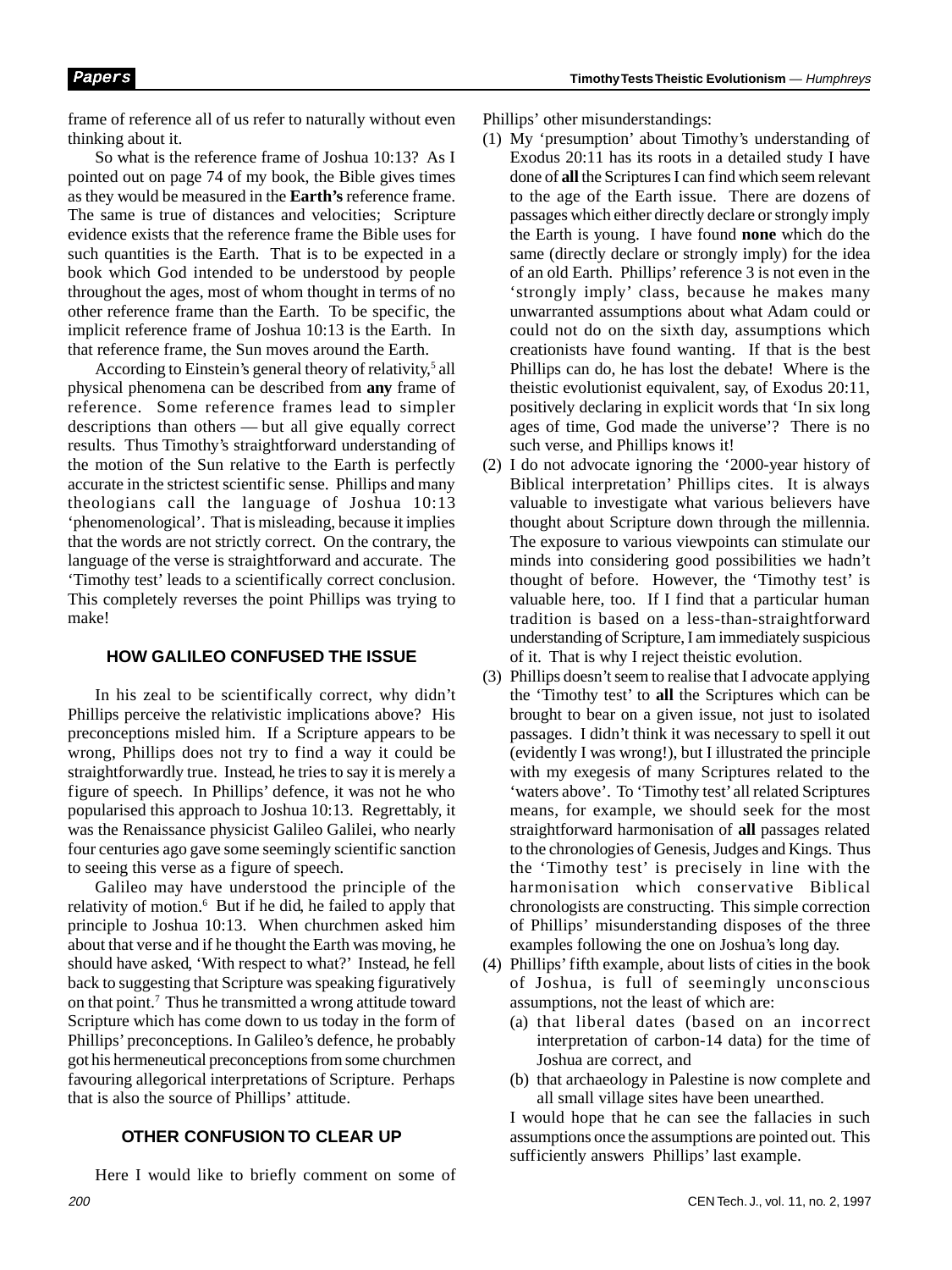frame of reference all of us refer to naturally without even thinking about it.

So what is the reference frame of Joshua 10:13? As I pointed out on page 74 of my book, the Bible gives times as they would be measured in the **Earth's** reference frame. The same is true of distances and velocities; Scripture evidence exists that the reference frame the Bible uses for such quantities is the Earth. That is to be expected in a book which God intended to be understood by people throughout the ages, most of whom thought in terms of no other reference frame than the Earth. To be specific, the implicit reference frame of Joshua 10:13 is the Earth. In that reference frame, the Sun moves around the Earth.

According to Einstein's general theory of relativity,[5] all physical phenomena can be described from **any** frame of reference. Some reference frames lead to simpler descriptions than others — but all give equally correct results. Thus Timothy's straightforward understanding of the motion of the Sun relative to the Earth is perfectly accurate in the strictest scientific sense. Phillips and many theologians call the language of Joshua 10:13 'phenomenological'. That is misleading, because it implies that the words are not strictly correct. On the contrary, the language of the verse is straightforward and accurate. The 'Timothy test' leads to a scientifically correct conclusion. This completely reverses the point Phillips was trying to make!

## HOW GALILEO CONFUSED THE ISSUE

In his zeal to be scientifically correct, why didn't Phillips perceive the relativistic implications above? His preconceptions misled him. If a Scripture appears to be wrong, Phillips does not try to find a way it could be straightforwardly true. Instead, he tries to say it is merely a figure of speech. In Phillips' defence, it was not he who popularised this approach to Joshua 10:13. Regrettably, it was the Renaissance physicist Galileo Galilei, who nearly four centuries ago gave some seemingly scientific sanction to seeing this verse as a figure of speech.

Galileo may have understood the principle of the relativity of motion.[6] But if he did, he failed to apply that principle to Joshua 10:13. When churchmen asked him about that verse and if he thought the Earth was moving, he should have asked, 'With respect to what?' Instead, he fell back to suggesting that Scripture was speaking figuratively on that point.[7] Thus he transmitted a wrong attitude toward Scripture which has come down to us today in the form of Phillips' preconceptions. In Galileo's defence, he probably got his hermeneutical preconceptions from some churchmen favouring allegorical interpretations of Scripture. Perhaps that is also the source of Phillips' attitude.

## OTHER CONFUSION TO CLEAR UP

Here I would like to briefly comment on some of Phillips' other misunderstandings:

(1) My 'presumption' about Timothy's understanding of Exodus 20:11 has its roots in a detailed study I have done of **all** the Scriptures I can find which seem relevant to the age of the Earth issue. There are dozens of passages which either directly declare or strongly imply the Earth is young. I have found **none** which do the same (directly declare or strongly imply) for the idea of an old Earth. Phillips' reference 3 is not even in the 'strongly imply' class, because he makes many unwarranted assumptions about what Adam could or could not do on the sixth day, assumptions which creationists have found wanting. If that is the best Phillips can do, he has lost the debate! Where is the theistic evolutionist equivalent, say, of Exodus 20:11, positively declaring in explicit words that 'In six long ages of time, God made the universe'? There is no such verse, and Phillips knows it!

(2) I do not advocate ignoring the '2000-year history of Biblical interpretation' Phillips cites. It is always valuable to investigate what various believers have thought about Scripture down through the millennia. The exposure to various viewpoints can stimulate our minds into considering good possibilities we hadn't thought of before. However, the 'Timothy test' is valuable here, too. If I find that a particular human tradition is based on a less-than-straightforward understanding of Scripture, I am immediately suspicious of it. That is why I reject theistic evolution.

(3) Phillips doesn't seem to realise that I advocate applying the 'Timothy test' to **all** the Scriptures which can be brought to bear on a given issue, not just to isolated passages. I didn't think it was necessary to spell it out (evidently I was wrong!), but I illustrated the principle with my exegesis of many Scriptures related to the 'waters above'. To 'Timothy test' all related Scriptures means, for example, we should seek for the most straightforward harmonisation of **all** passages related to the chronologies of Genesis, Judges and Kings. Thus the 'Timothy test' is precisely in line with the harmonisation which conservative Biblical chronologists are constructing. This simple correction of Phillips' misunderstanding disposes of the three examples following the one on Joshua's long day.

(4) Phillips' fifth example, about lists of cities in the book of Joshua, is full of seemingly unconscious assumptions, not the least of which are:
   (a) that liberal dates (based on an incorrect interpretation of carbon-14 data) for the time of Joshua are correct, and
   (b) that archaeology in Palestine is now complete and all small village sites have been unearthed.

   I would hope that he can see the fallacies in such assumptions once the assumptions are pointed out. This sufficiently answers Phillips' last example.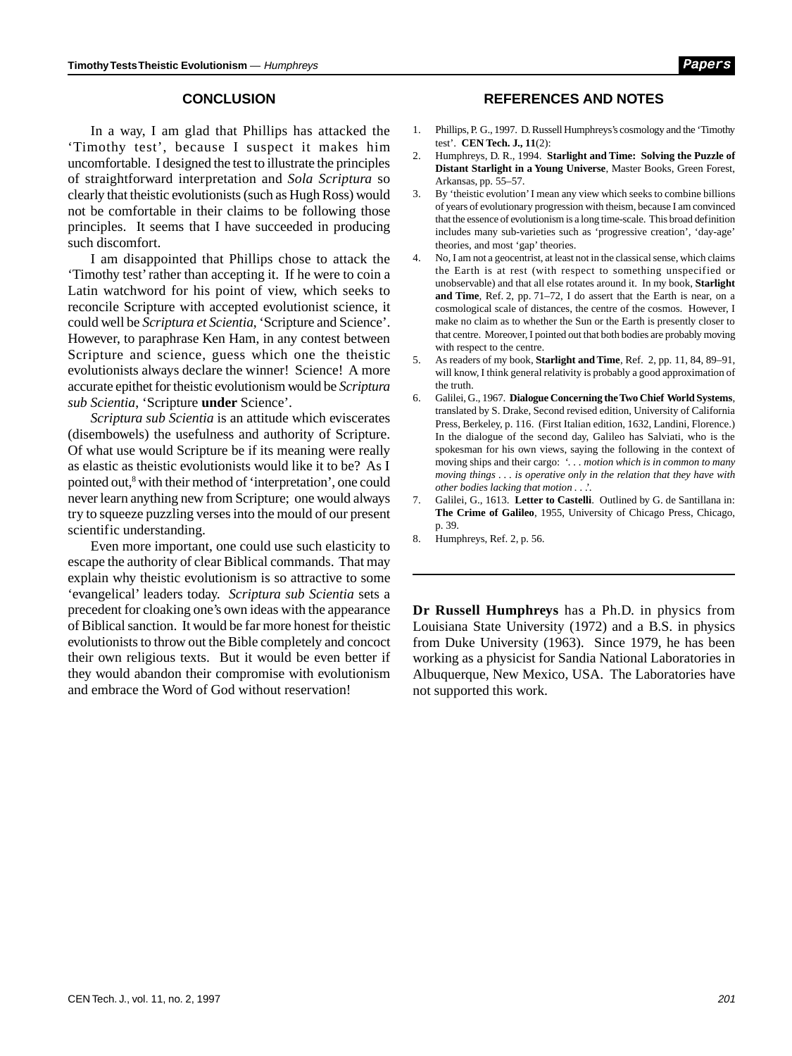## CONCLUSION

In a way, I am glad that Phillips has attacked the 'Timothy test', because I suspect it makes him uncomfortable. I designed the test to illustrate the principles of straightforward interpretation and *Sola Scriptura* so clearly that theistic evolutionists (such as Hugh Ross) would not be comfortable in their claims to be following those principles. It seems that I have succeeded in producing such discomfort.

I am disappointed that Phillips chose to attack the 'Timothy test' rather than accepting it. If he were to coin a Latin watchword for his point of view, which seeks to reconcile Scripture with accepted evolutionist science, it could well be *Scriptura et Scientia*, 'Scripture and Science'. However, to paraphrase Ken Ham, in any contest between Scripture and science, guess which one the theistic evolutionists always declare the winner! Science! A more accurate epithet for theistic evolutionism would be *Scriptura sub Scientia*, 'Scripture **under** Science'.

*Scriptura sub Scientia* is an attitude which eviscerates (disembowels) the usefulness and authority of Scripture. Of what use would Scripture be if its meaning were really as elastic as theistic evolutionists would like it to be? As I pointed out,[8] with their method of 'interpretation', one could never learn anything new from Scripture; one would always try to squeeze puzzling verses into the mould of our present scientific understanding.

Even more important, one could use such elasticity to escape the authority of clear Biblical commands. That may explain why theistic evolutionism is so attractive to some 'evangelical' leaders today. *Scriptura sub Scientia* sets a precedent for cloaking one's own ideas with the appearance of Biblical sanction. It would be far more honest for theistic evolutionists to throw out the Bible completely and concoct their own religious texts. But it would be even better if they would abandon their compromise with evolutionism and embrace the Word of God without reservation!

## REFERENCES AND NOTES

1. Phillips, P. G., 1997. D. Russell Humphreys's cosmology and the 'Timothy test'. **CEN Tech. J., 11**(2):
2. Humphreys, D. R., 1994. **Starlight and Time: Solving the Puzzle of Distant Starlight in a Young Universe**, Master Books, Green Forest, Arkansas, pp. 55–57.
3. By 'theistic evolution' I mean any view which seeks to combine billions of years of evolutionary progression with theism, because I am convinced that the essence of evolutionism is a long time-scale. This broad definition includes many sub-varieties such as 'progressive creation', 'day-age' theories, and most 'gap' theories.
4. No, I am not a geocentrist, at least not in the classical sense, which claims the Earth is at rest (with respect to something unspecified or unobservable) and that all else rotates around it. In my book, **Starlight and Time**, Ref. 2, pp. 71–72, I do assert that the Earth is near, on a cosmological scale of distances, the centre of the cosmos. However, I make no claim as to whether the Sun or the Earth is presently closer to that centre. Moreover, I pointed out that both bodies are probably moving with respect to the centre.
5. As readers of my book, **Starlight and Time**, Ref. 2, pp. 11, 84, 89–91, will know, I think general relativity is probably a good approximation of the truth.
6. Galilei, G., 1967. **Dialogue Concerning the Two Chief World Systems**, translated by S. Drake, Second revised edition, University of California Press, Berkeley, p. 116. (First Italian edition, 1632, Landini, Florence.) In the dialogue of the second day, Galileo has Salviati, who is the spokesman for his own views, saying the following in the context of moving ships and their cargo: *'. . . motion which is in common to many moving things . . . is operative only in the relation that they have with other bodies lacking that motion . . .'*.
7. Galilei, G., 1613. **Letter to Castelli**. Outlined by G. de Santillana in: **The Crime of Galileo**, 1955, University of Chicago Press, Chicago, p. 39.
8. Humphreys, Ref. 2, p. 56.

---

**Dr Russell Humphreys** has a Ph.D. in physics from Louisiana State University (1972) and a B.S. in physics from Duke University (1963). Since 1979, he has been working as a physicist for Sandia National Laboratories in Albuquerque, New Mexico, USA. The Laboratories have not supported this work.